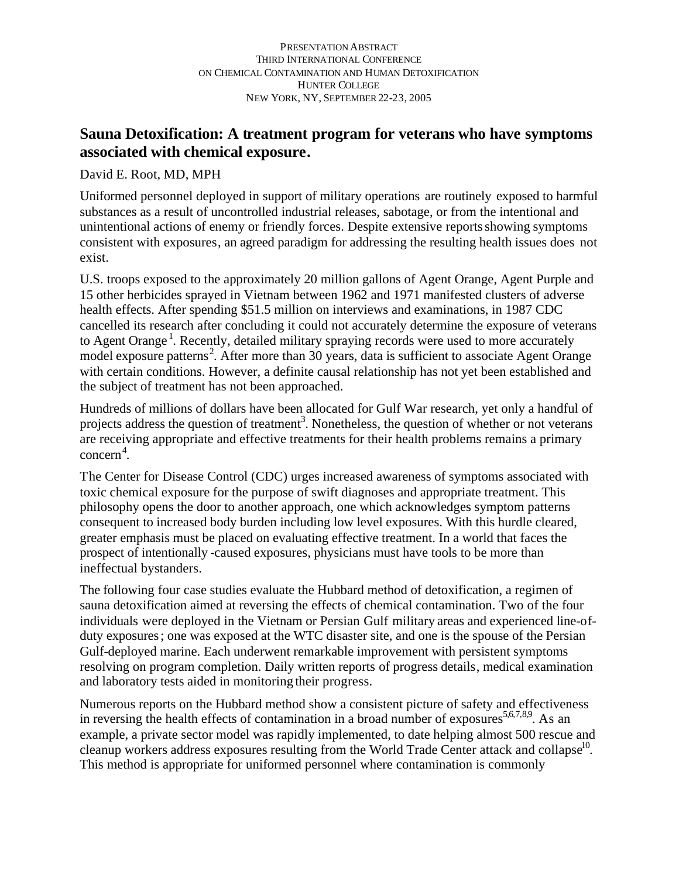PRESENTATION ABSTRACT
THIRD INTERNATIONAL CONFERENCE
ON CHEMICAL CONTAMINATION AND HUMAN DETOXIFICATION
HUNTER COLLEGE
NEW YORK, NY, SEPTEMBER 22-23, 2005

# Sauna Detoxification: A treatment program for veterans who have symptoms associated with chemical exposure.

David E. Root, MD, MPH

Uniformed personnel deployed in support of military operations are routinely exposed to harmful substances as a result of uncontrolled industrial releases, sabotage, or from the intentional and unintentional actions of enemy or friendly forces. Despite extensive reports showing symptoms consistent with exposures, an agreed paradigm for addressing the resulting health issues does not exist.

U.S. troops exposed to the approximately 20 million gallons of Agent Orange, Agent Purple and 15 other herbicides sprayed in Vietnam between 1962 and 1971 manifested clusters of adverse health effects. After spending $51.5 million on interviews and examinations, in 1987 CDC cancelled its research after concluding it could not accurately determine the exposure of veterans to Agent Orange [1]. Recently, detailed military spraying records were used to more accurately model exposure patterns[2]. After more than 30 years, data is sufficient to associate Agent Orange with certain conditions. However, a definite causal relationship has not yet been established and the subject of treatment has not been approached.

Hundreds of millions of dollars have been allocated for Gulf War research, yet only a handful of projects address the question of treatment[3]. Nonetheless, the question of whether or not veterans are receiving appropriate and effective treatments for their health problems remains a primary concern[4].

The Center for Disease Control (CDC) urges increased awareness of symptoms associated with toxic chemical exposure for the purpose of swift diagnoses and appropriate treatment. This philosophy opens the door to another approach, one which acknowledges symptom patterns consequent to increased body burden including low level exposures. With this hurdle cleared, greater emphasis must be placed on evaluating effective treatment. In a world that faces the prospect of intentionally-caused exposures, physicians must have tools to be more than ineffectual bystanders.

The following four case studies evaluate the Hubbard method of detoxification, a regimen of sauna detoxification aimed at reversing the effects of chemical contamination. Two of the four individuals were deployed in the Vietnam or Persian Gulf military areas and experienced line-of-duty exposures; one was exposed at the WTC disaster site, and one is the spouse of the Persian Gulf-deployed marine. Each underwent remarkable improvement with persistent symptoms resolving on program completion. Daily written reports of progress details, medical examination and laboratory tests aided in monitoring their progress.

Numerous reports on the Hubbard method show a consistent picture of safety and effectiveness in reversing the health effects of contamination in a broad number of exposures[5,6,7,8,9]. As an example, a private sector model was rapidly implemented, to date helping almost 500 rescue and cleanup workers address exposures resulting from the World Trade Center attack and collapse[10]. This method is appropriate for uniformed personnel where contamination is commonly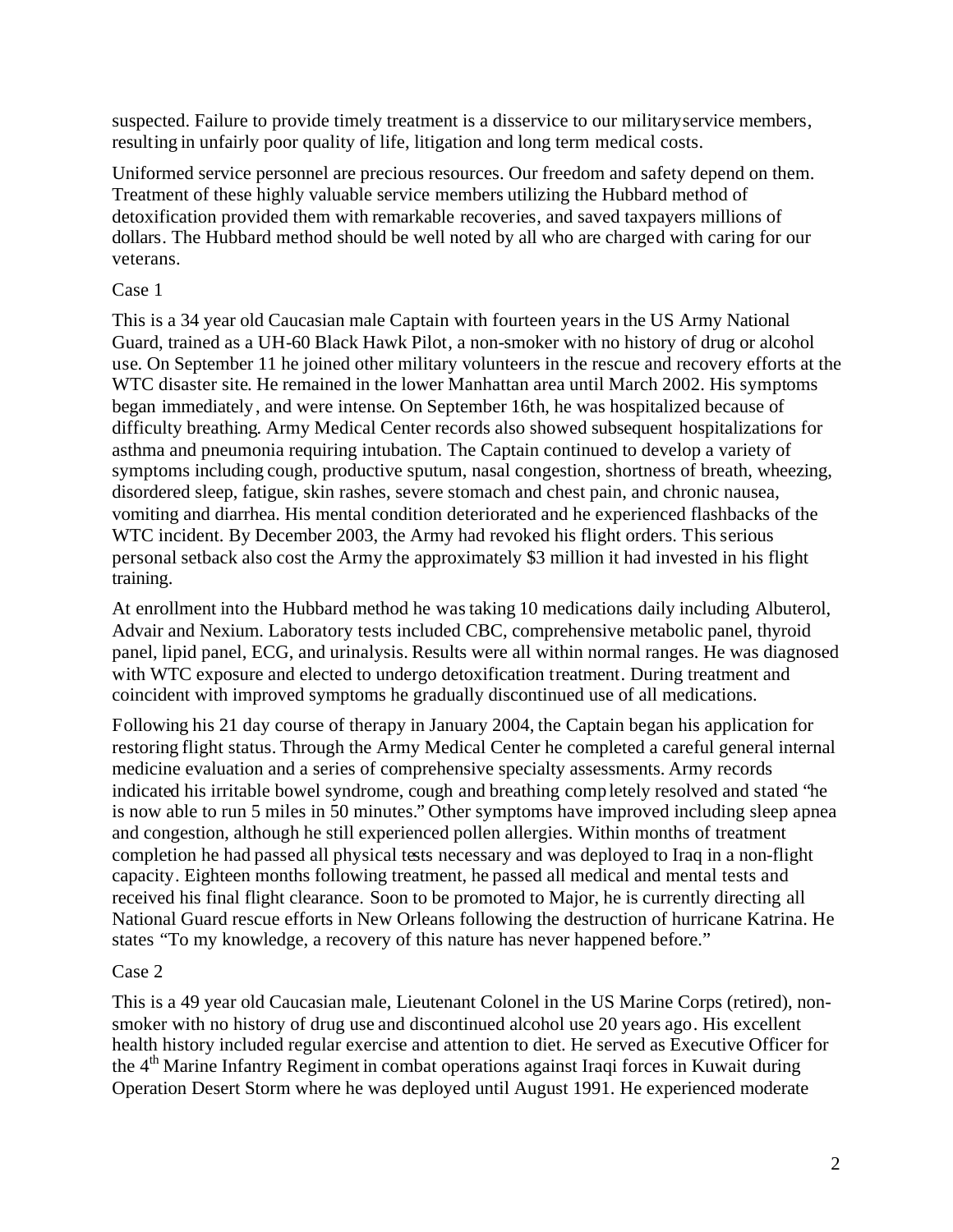suspected. Failure to provide timely treatment is a disservice to our military service members, resulting in unfairly poor quality of life, litigation and long term medical costs.

Uniformed service personnel are precious resources. Our freedom and safety depend on them. Treatment of these highly valuable service members utilizing the Hubbard method of detoxification provided them with remarkable recoveries, and saved taxpayers millions of dollars. The Hubbard method should be well noted by all who are charged with caring for our veterans.

Case 1

This is a 34 year old Caucasian male Captain with fourteen years in the US Army National Guard, trained as a UH-60 Black Hawk Pilot, a non-smoker with no history of drug or alcohol use. On September 11 he joined other military volunteers in the rescue and recovery efforts at the WTC disaster site. He remained in the lower Manhattan area until March 2002. His symptoms began immediately, and were intense. On September 16th, he was hospitalized because of difficulty breathing. Army Medical Center records also showed subsequent hospitalizations for asthma and pneumonia requiring intubation. The Captain continued to develop a variety of symptoms including cough, productive sputum, nasal congestion, shortness of breath, wheezing, disordered sleep, fatigue, skin rashes, severe stomach and chest pain, and chronic nausea, vomiting and diarrhea. His mental condition deteriorated and he experienced flashbacks of the WTC incident. By December 2003, the Army had revoked his flight orders. This serious personal setback also cost the Army the approximately $3 million it had invested in his flight training.

At enrollment into the Hubbard method he was taking 10 medications daily including Albuterol, Advair and Nexium. Laboratory tests included CBC, comprehensive metabolic panel, thyroid panel, lipid panel, ECG, and urinalysis. Results were all within normal ranges. He was diagnosed with WTC exposure and elected to undergo detoxification treatment. During treatment and coincident with improved symptoms he gradually discontinued use of all medications.

Following his 21 day course of therapy in January 2004, the Captain began his application for restoring flight status. Through the Army Medical Center he completed a careful general internal medicine evaluation and a series of comprehensive specialty assessments. Army records indicated his irritable bowel syndrome, cough and breathing completely resolved and stated "he is now able to run 5 miles in 50 minutes." Other symptoms have improved including sleep apnea and congestion, although he still experienced pollen allergies. Within months of treatment completion he had passed all physical tests necessary and was deployed to Iraq in a non-flight capacity. Eighteen months following treatment, he passed all medical and mental tests and received his final flight clearance. Soon to be promoted to Major, he is currently directing all National Guard rescue efforts in New Orleans following the destruction of hurricane Katrina. He states "To my knowledge, a recovery of this nature has never happened before."

Case 2

This is a 49 year old Caucasian male, Lieutenant Colonel in the US Marine Corps (retired), non-smoker with no history of drug use and discontinued alcohol use 20 years ago. His excellent health history included regular exercise and attention to diet. He served as Executive Officer for the 4th Marine Infantry Regiment in combat operations against Iraqi forces in Kuwait during Operation Desert Storm where he was deployed until August 1991. He experienced moderate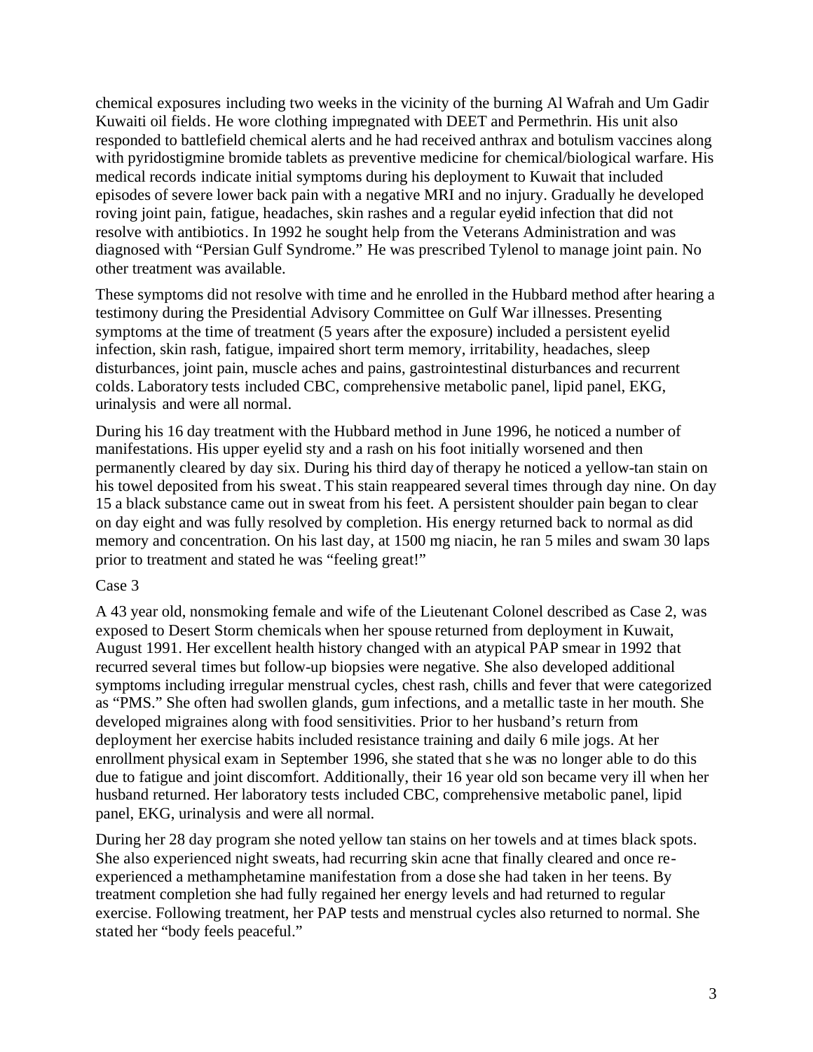chemical exposures including two weeks in the vicinity of the burning Al Wafrah and Um Gadir Kuwaiti oil fields. He wore clothing impregnated with DEET and Permethrin. His unit also responded to battlefield chemical alerts and he had received anthrax and botulism vaccines along with pyridostigmine bromide tablets as preventive medicine for chemical/biological warfare. His medical records indicate initial symptoms during his deployment to Kuwait that included episodes of severe lower back pain with a negative MRI and no injury. Gradually he developed roving joint pain, fatigue, headaches, skin rashes and a regular eyelid infection that did not resolve with antibiotics. In 1992 he sought help from the Veterans Administration and was diagnosed with "Persian Gulf Syndrome." He was prescribed Tylenol to manage joint pain. No other treatment was available.

These symptoms did not resolve with time and he enrolled in the Hubbard method after hearing a testimony during the Presidential Advisory Committee on Gulf War illnesses. Presenting symptoms at the time of treatment (5 years after the exposure) included a persistent eyelid infection, skin rash, fatigue, impaired short term memory, irritability, headaches, sleep disturbances, joint pain, muscle aches and pains, gastrointestinal disturbances and recurrent colds. Laboratory tests included CBC, comprehensive metabolic panel, lipid panel, EKG, urinalysis and were all normal.

During his 16 day treatment with the Hubbard method in June 1996, he noticed a number of manifestations. His upper eyelid sty and a rash on his foot initially worsened and then permanently cleared by day six. During his third day of therapy he noticed a yellow-tan stain on his towel deposited from his sweat. This stain reappeared several times through day nine. On day 15 a black substance came out in sweat from his feet. A persistent shoulder pain began to clear on day eight and was fully resolved by completion. His energy returned back to normal as did memory and concentration. On his last day, at 1500 mg niacin, he ran 5 miles and swam 30 laps prior to treatment and stated he was "feeling great!"

Case 3

A 43 year old, nonsmoking female and wife of the Lieutenant Colonel described as Case 2, was exposed to Desert Storm chemicals when her spouse returned from deployment in Kuwait, August 1991. Her excellent health history changed with an atypical PAP smear in 1992 that recurred several times but follow-up biopsies were negative. She also developed additional symptoms including irregular menstrual cycles, chest rash, chills and fever that were categorized as "PMS." She often had swollen glands, gum infections, and a metallic taste in her mouth. She developed migraines along with food sensitivities. Prior to her husband's return from deployment her exercise habits included resistance training and daily 6 mile jogs. At her enrollment physical exam in September 1996, she stated that she was no longer able to do this due to fatigue and joint discomfort. Additionally, their 16 year old son became very ill when her husband returned. Her laboratory tests included CBC, comprehensive metabolic panel, lipid panel, EKG, urinalysis and were all normal.

During her 28 day program she noted yellow tan stains on her towels and at times black spots. She also experienced night sweats, had recurring skin acne that finally cleared and once re-experienced a methamphetamine manifestation from a dose she had taken in her teens. By treatment completion she had fully regained her energy levels and had returned to regular exercise. Following treatment, her PAP tests and menstrual cycles also returned to normal. She stated her "body feels peaceful."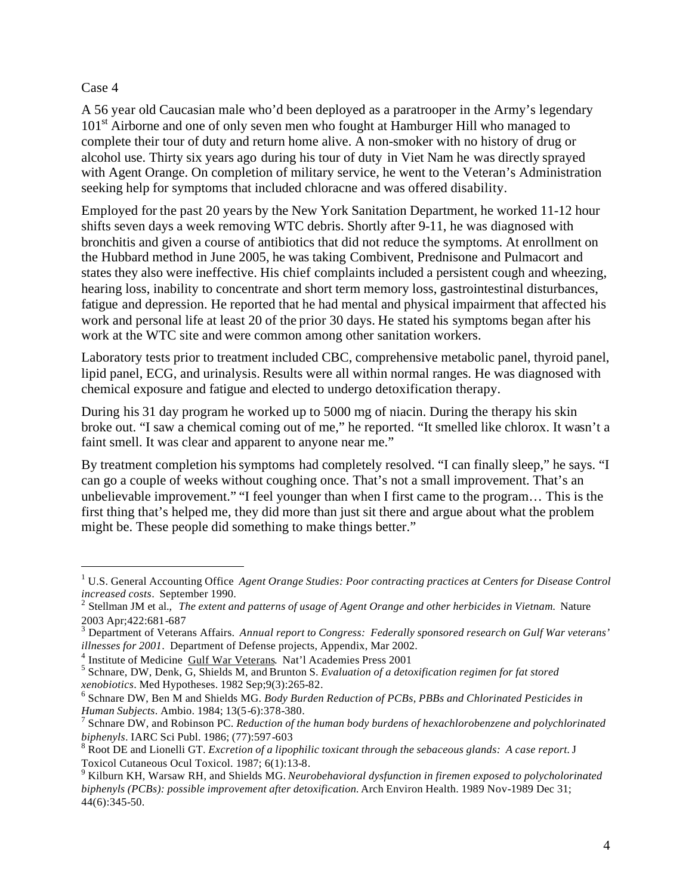Case 4

A 56 year old Caucasian male who'd been deployed as a paratrooper in the Army's legendary 101st Airborne and one of only seven men who fought at Hamburger Hill who managed to complete their tour of duty and return home alive. A non-smoker with no history of drug or alcohol use. Thirty six years ago during his tour of duty in Viet Nam he was directly sprayed with Agent Orange. On completion of military service, he went to the Veteran's Administration seeking help for symptoms that included chloracne and was offered disability.

Employed for the past 20 years by the New York Sanitation Department, he worked 11-12 hour shifts seven days a week removing WTC debris. Shortly after 9-11, he was diagnosed with bronchitis and given a course of antibiotics that did not reduce the symptoms. At enrollment on the Hubbard method in June 2005, he was taking Combivent, Prednisone and Pulmacort and states they also were ineffective. His chief complaints included a persistent cough and wheezing, hearing loss, inability to concentrate and short term memory loss, gastrointestinal disturbances, fatigue and depression. He reported that he had mental and physical impairment that affected his work and personal life at least 20 of the prior 30 days. He stated his symptoms began after his work at the WTC site and were common among other sanitation workers.

Laboratory tests prior to treatment included CBC, comprehensive metabolic panel, thyroid panel, lipid panel, ECG, and urinalysis. Results were all within normal ranges. He was diagnosed with chemical exposure and fatigue and elected to undergo detoxification therapy.

During his 31 day program he worked up to 5000 mg of niacin. During the therapy his skin broke out. "I saw a chemical coming out of me," he reported. "It smelled like chlorox. It wasn't a faint smell. It was clear and apparent to anyone near me."

By treatment completion his symptoms had completely resolved. "I can finally sleep," he says. "I can go a couple of weeks without coughing once. That's not a small improvement. That's an unbelievable improvement." "I feel younger than when I first came to the program… This is the first thing that's helped me, they did more than just sit there and argue about what the problem might be. These people did something to make things better."

---

[1] U.S. General Accounting Office *Agent Orange Studies: Poor contracting practices at Centers for Disease Control increased costs*. September 1990.

[2] Stellman JM et al., *The extent and patterns of usage of Agent Orange and other herbicides in Vietnam.* Nature 2003 Apr;422:681-687

[3] Department of Veterans Affairs. *Annual report to Congress: Federally sponsored research on Gulf War veterans' illnesses for 2001*. Department of Defense projects, Appendix, Mar 2002.

[4] Institute of Medicine Gulf War Veterans. Nat'l Academies Press 2001

[5] Schnare, DW, Denk, G, Shields M, and Brunton S. *Evaluation of a detoxification regimen for fat stored xenobiotics*. Med Hypotheses. 1982 Sep;9(3):265-82.

[6] Schnare DW, Ben M and Shields MG. *Body Burden Reduction of PCBs, PBBs and Chlorinated Pesticides in Human Subjects*. Ambio. 1984; 13(5-6):378-380.

[7] Schnare DW, and Robinson PC. *Reduction of the human body burdens of hexachlorobenzene and polychlorinated biphenyls*. IARC Sci Publ. 1986; (77):597-603

[8] Root DE and Lionelli GT. *Excretion of a lipophilic toxicant through the sebaceous glands: A case report*. J Toxicol Cutaneous Ocul Toxicol. 1987; 6(1):13-8.

[9] Kilburn KH, Warsaw RH, and Shields MG. *Neurobehavioral dysfunction in firemen exposed to polycholorinated biphenyls (PCBs): possible improvement after detoxification.* Arch Environ Health. 1989 Nov-1989 Dec 31; 44(6):345-50.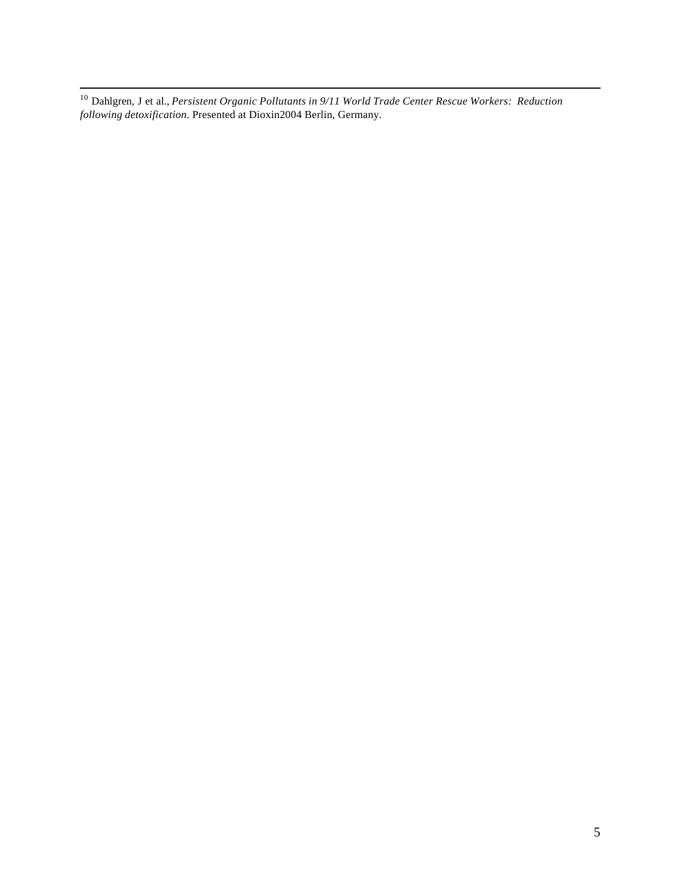[10] Dahlgren, J et al., *Persistent Organic Pollutants in 9/11 World Trade Center Rescue Workers: Reduction following detoxification*. Presented at Dioxin2004 Berlin, Germany.